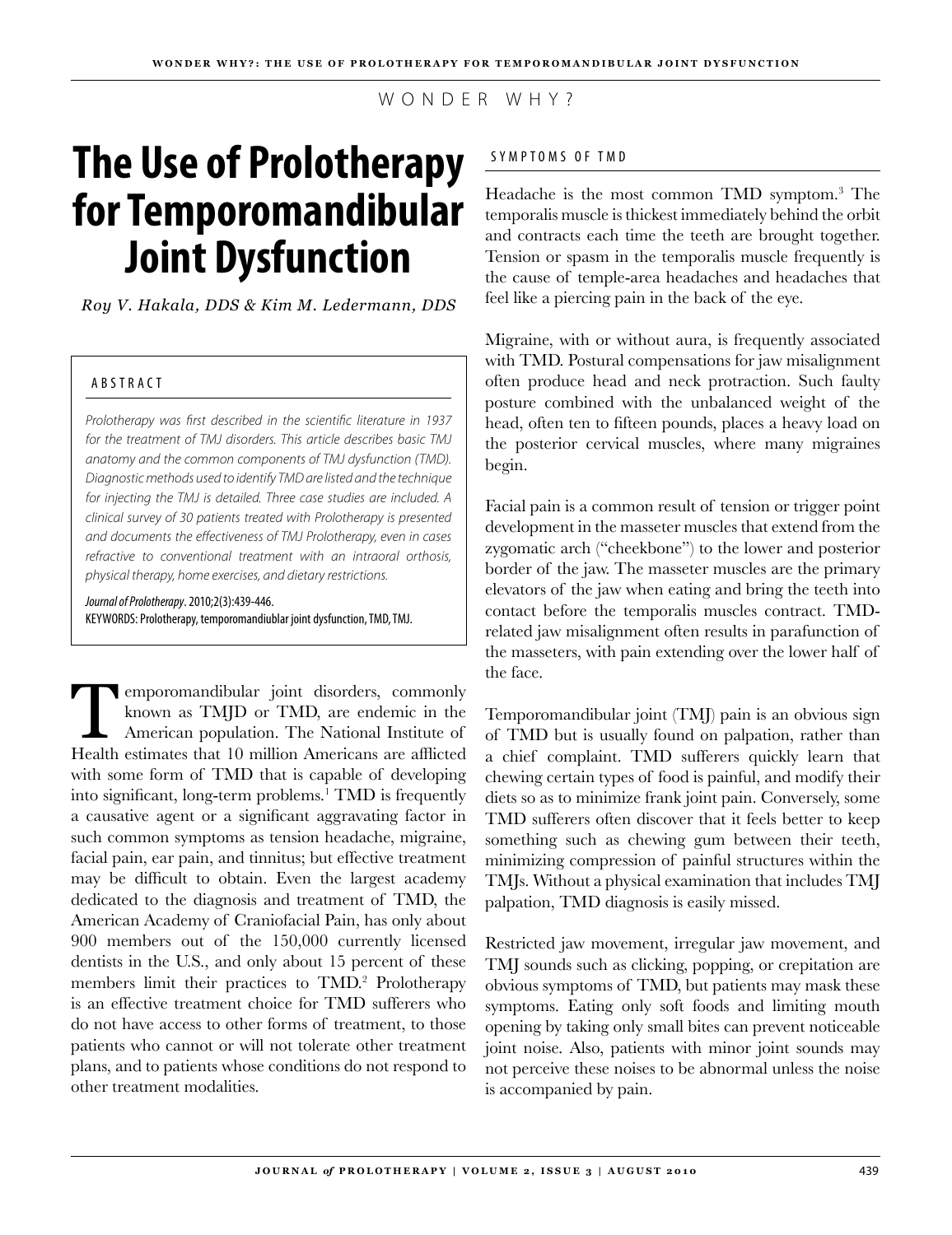WONDER WHY?

# The Use of Prolotherapy for Temporomandibular Joint Dysfunction

*Roy V. Hakala, DDS & Kim M. Ledermann, DDS*

## ABSTRACT

*Prolotherapy was first described in the scientific literature in 1937 for the treatment of TMJ disorders. This article describes basic TMJ anatomy and the common components of TMJ dysfunction (TMD). Diagnostic methods used to identify TMD are listed and the technique for injecting the TMJ is detailed. Three case studies are included. A clinical survey of 30 patients treated with Prolotherapy is presented and documents the effectiveness of TMJ Prolotherapy, even in cases refractive to conventional treatment with an intraoral orthosis, physical therapy, home exercises, and dietary restrictions.*

*Journal of Prolotherapy*. 2010;2(3):439-446.
KEYWORDS: Prolotherapy, temporomandiublar joint dysfunction, TMD, TMJ.

Temporomandibular joint disorders, commonly known as TMJD or TMD, are endemic in the American population. The National Institute of Health estimates that 10 million Americans are afflicted with some form of TMD that is capable of developing into significant, long-term problems.[1] TMD is frequently a causative agent or a significant aggravating factor in such common symptoms as tension headache, migraine, facial pain, ear pain, and tinnitus; but effective treatment may be difficult to obtain. Even the largest academy dedicated to the diagnosis and treatment of TMD, the American Academy of Craniofacial Pain, has only about 900 members out of the 150,000 currently licensed dentists in the U.S., and only about 15 percent of these members limit their practices to TMD.[2] Prolotherapy is an effective treatment choice for TMD sufferers who do not have access to other forms of treatment, to those patients who cannot or will not tolerate other treatment plans, and to patients whose conditions do not respond to other treatment modalities.

## SYMPTOMS OF TMD

Headache is the most common TMD symptom.[3] The temporalis muscle is thickest immediately behind the orbit and contracts each time the teeth are brought together. Tension or spasm in the temporalis muscle frequently is the cause of temple-area headaches and headaches that feel like a piercing pain in the back of the eye.

Migraine, with or without aura, is frequently associated with TMD. Postural compensations for jaw misalignment often produce head and neck protraction. Such faulty posture combined with the unbalanced weight of the head, often ten to fifteen pounds, places a heavy load on the posterior cervical muscles, where many migraines begin.

Facial pain is a common result of tension or trigger point development in the masseter muscles that extend from the zygomatic arch ("cheekbone") to the lower and posterior border of the jaw. The masseter muscles are the primary elevators of the jaw when eating and bring the teeth into contact before the temporalis muscles contract. TMD-related jaw misalignment often results in parafunction of the masseters, with pain extending over the lower half of the face.

Temporomandibular joint (TMJ) pain is an obvious sign of TMD but is usually found on palpation, rather than a chief complaint. TMD sufferers quickly learn that chewing certain types of food is painful, and modify their diets so as to minimize frank joint pain. Conversely, some TMD sufferers often discover that it feels better to keep something such as chewing gum between their teeth, minimizing compression of painful structures within the TMJs. Without a physical examination that includes TMJ palpation, TMD diagnosis is easily missed.

Restricted jaw movement, irregular jaw movement, and TMJ sounds such as clicking, popping, or crepitation are obvious symptoms of TMD, but patients may mask these symptoms. Eating only soft foods and limiting mouth opening by taking only small bites can prevent noticeable joint noise. Also, patients with minor joint sounds may not perceive these noises to be abnormal unless the noise is accompanied by pain.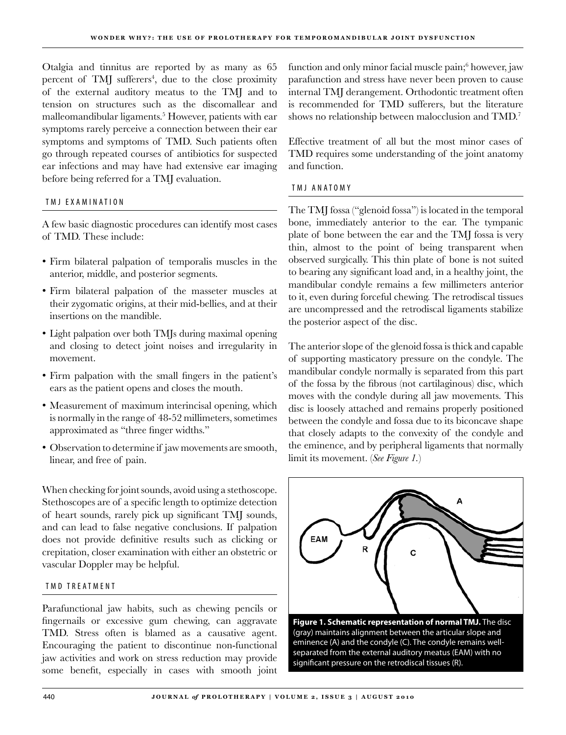Otalgia and tinnitus are reported by as many as 65 percent of TMJ sufferers[4], due to the close proximity of the external auditory meatus to the TMJ and to tension on structures such as the discomallear and malleomandibular ligaments.[5] However, patients with ear symptoms rarely perceive a connection between their ear symptoms and symptoms of TMD. Such patients often go through repeated courses of antibiotics for suspected ear infections and may have had extensive ear imaging before being referred for a TMJ evaluation.

## TMJ EXAMINATION

A few basic diagnostic procedures can identify most cases of TMD. These include:

- Firm bilateral palpation of temporalis muscles in the anterior, middle, and posterior segments.
- Firm bilateral palpation of the masseter muscles at their zygomatic origins, at their mid-bellies, and at their insertions on the mandible.
- Light palpation over both TMJs during maximal opening and closing to detect joint noises and irregularity in movement.
- Firm palpation with the small fingers in the patient's ears as the patient opens and closes the mouth.
- Measurement of maximum interincisal opening, which is normally in the range of 48-52 millimeters, sometimes approximated as "three finger widths."
- Observation to determine if jaw movements are smooth, linear, and free of pain.

When checking for joint sounds, avoid using a stethoscope. Stethoscopes are of a specific length to optimize detection of heart sounds, rarely pick up significant TMJ sounds, and can lead to false negative conclusions. If palpation does not provide definitive results such as clicking or crepitation, closer examination with either an obstetric or vascular Doppler may be helpful.

## TMD TREATMENT

Parafunctional jaw habits, such as chewing pencils or fingernails or excessive gum chewing, can aggravate TMD. Stress often is blamed as a causative agent. Encouraging the patient to discontinue non-functional jaw activities and work on stress reduction may provide some benefit, especially in cases with smooth joint function and only minor facial muscle pain;[6] however, jaw parafunction and stress have never been proven to cause internal TMJ derangement. Orthodontic treatment often is recommended for TMD sufferers, but the literature shows no relationship between malocclusion and TMD.[7]

Effective treatment of all but the most minor cases of TMD requires some understanding of the joint anatomy and function.

## TMJ ANATOMY

The TMJ fossa ("glenoid fossa") is located in the temporal bone, immediately anterior to the ear. The tympanic plate of bone between the ear and the TMJ fossa is very thin, almost to the point of being transparent when observed surgically. This thin plate of bone is not suited to bearing any significant load and, in a healthy joint, the mandibular condyle remains a few millimeters anterior to it, even during forceful chewing. The retrodiscal tissues are uncompressed and the retrodiscal ligaments stabilize the posterior aspect of the disc.

The anterior slope of the glenoid fossa is thick and capable of supporting masticatory pressure on the condyle. The mandibular condyle normally is separated from this part of the fossa by the fibrous (not cartilaginous) disc, which moves with the condyle during all jaw movements. This disc is loosely attached and remains properly positioned between the condyle and fossa due to its biconcave shape that closely adapts to the convexity of the condyle and the eminence, and by peripheral ligaments that normally limit its movement. (*See Figure 1.*)

**Figure 1. Schematic representation of normal TMJ.** The disc (gray) maintains alignment between the articular slope and eminence (A) and the condyle (C). The condyle remains well-separated from the external auditory meatus (EAM) with no significant pressure on the retrodiscal tissues (R).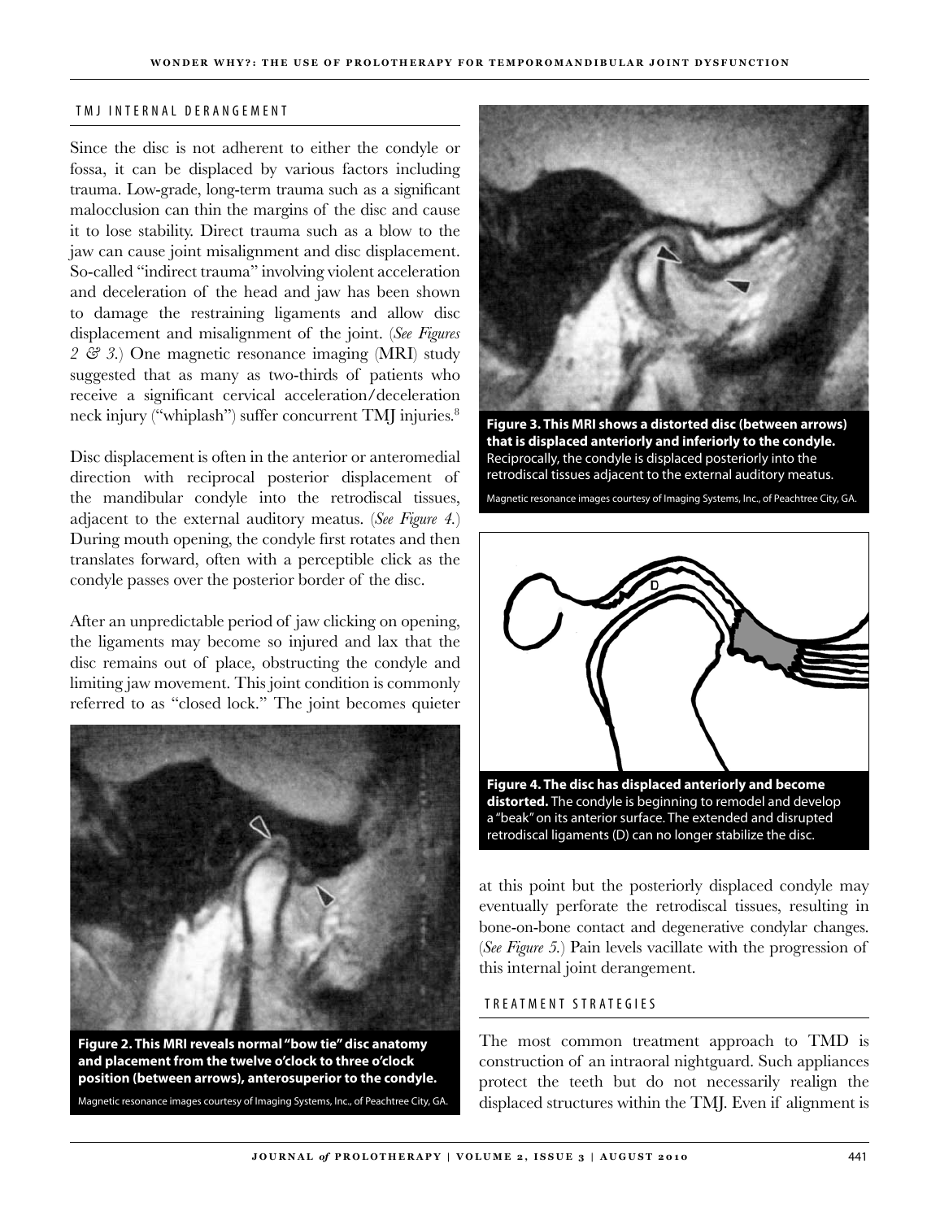## TMJ INTERNAL DERANGEMENT

Since the disc is not adherent to either the condyle or fossa, it can be displaced by various factors including trauma. Low-grade, long-term trauma such as a significant malocclusion can thin the margins of the disc and cause it to lose stability. Direct trauma such as a blow to the jaw can cause joint misalignment and disc displacement. So-called "indirect trauma" involving violent acceleration and deceleration of the head and jaw has been shown to damage the restraining ligaments and allow disc displacement and misalignment of the joint. (*See Figures 2 & 3.*) One magnetic resonance imaging (MRI) study suggested that as many as two-thirds of patients who receive a significant cervical acceleration/deceleration neck injury ("whiplash") suffer concurrent TMJ injuries.[8]

Disc displacement is often in the anterior or anteromedial direction with reciprocal posterior displacement of the mandibular condyle into the retrodiscal tissues, adjacent to the external auditory meatus. (*See Figure 4.*) During mouth opening, the condyle first rotates and then translates forward, often with a perceptible click as the condyle passes over the posterior border of the disc.

After an unpredictable period of jaw clicking on opening, the ligaments may become so injured and lax that the disc remains out of place, obstructing the condyle and limiting jaw movement. This joint condition is commonly referred to as "closed lock." The joint becomes quieter at this point but the posteriorly displaced condyle may eventually perforate the retrodiscal tissues, resulting in bone-on-bone contact and degenerative condylar changes. (*See Figure 5.*) Pain levels vacillate with the progression of this internal joint derangement.

**Figure 2. This MRI reveals normal "bow tie" disc anatomy and placement from the twelve o'clock to three o'clock position (between arrows), anterosuperior to the condyle.**

Magnetic resonance images courtesy of Imaging Systems, Inc., of Peachtree City, GA.

**Figure 3. This MRI shows a distorted disc (between arrows) that is displaced anteriorly and inferiorly to the condyle.** Reciprocally, the condyle is displaced posteriorly into the retrodiscal tissues adjacent to the external auditory meatus.

Magnetic resonance images courtesy of Imaging Systems, Inc., of Peachtree City, GA.

**Figure 4. The disc has displaced anteriorly and become distorted.** The condyle is beginning to remodel and develop a "beak" on its anterior surface. The extended and disrupted retrodiscal ligaments (D) can no longer stabilize the disc.

## TREATMENT STRATEGIES

The most common treatment approach to TMD is construction of an intraoral nightguard. Such appliances protect the teeth but do not necessarily realign the displaced structures within the TMJ. Even if alignment is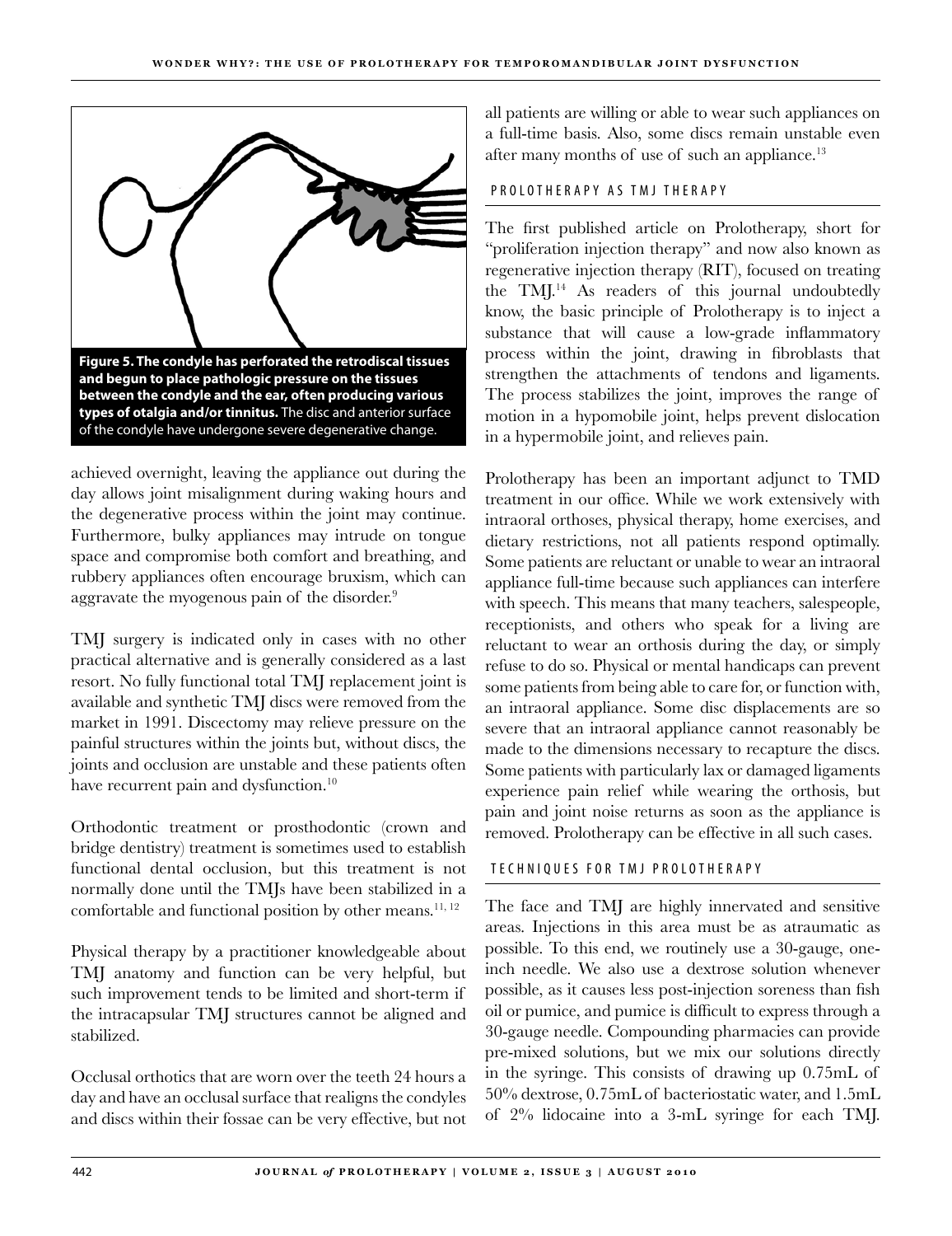**Figure 5. The condyle has perforated the retrodiscal tissues and begun to place pathologic pressure on the tissues between the condyle and the ear, often producing various types of otalgia and/or tinnitus.** The disc and anterior surface of the condyle have undergone severe degenerative change.

achieved overnight, leaving the appliance out during the day allows joint misalignment during waking hours and the degenerative process within the joint may continue. Furthermore, bulky appliances may intrude on tongue space and compromise both comfort and breathing, and rubbery appliances often encourage bruxism, which can aggravate the myogenous pain of the disorder.[9]

TMJ surgery is indicated only in cases with no other practical alternative and is generally considered as a last resort. No fully functional total TMJ replacement joint is available and synthetic TMJ discs were removed from the market in 1991. Discectomy may relieve pressure on the painful structures within the joints but, without discs, the joints and occlusion are unstable and these patients often have recurrent pain and dysfunction.[10]

Orthodontic treatment or prosthodontic (crown and bridge dentistry) treatment is sometimes used to establish functional dental occlusion, but this treatment is not normally done until the TMJs have been stabilized in a comfortable and functional position by other means.[11, 12]

Physical therapy by a practitioner knowledgeable about TMJ anatomy and function can be very helpful, but such improvement tends to be limited and short-term if the intracapsular TMJ structures cannot be aligned and stabilized.

Occlusal orthotics that are worn over the teeth 24 hours a day and have an occlusal surface that realigns the condyles and discs within their fossae can be very effective, but not all patients are willing or able to wear such appliances on a full-time basis. Also, some discs remain unstable even after many months of use of such an appliance.[13]

## PROLOTHERAPY AS TMJ THERAPY

The first published article on Prolotherapy, short for "proliferation injection therapy" and now also known as regenerative injection therapy (RIT), focused on treating the TMJ.[14] As readers of this journal undoubtedly know, the basic principle of Prolotherapy is to inject a substance that will cause a low-grade inflammatory process within the joint, drawing in fibroblasts that strengthen the attachments of tendons and ligaments. The process stabilizes the joint, improves the range of motion in a hypomobile joint, helps prevent dislocation in a hypermobile joint, and relieves pain.

Prolotherapy has been an important adjunct to TMD treatment in our office. While we work extensively with intraoral orthoses, physical therapy, home exercises, and dietary restrictions, not all patients respond optimally. Some patients are reluctant or unable to wear an intraoral appliance full-time because such appliances can interfere with speech. This means that many teachers, salespeople, receptionists, and others who speak for a living are reluctant to wear an orthosis during the day, or simply refuse to do so. Physical or mental handicaps can prevent some patients from being able to care for, or function with, an intraoral appliance. Some disc displacements are so severe that an intraoral appliance cannot reasonably be made to the dimensions necessary to recapture the discs. Some patients with particularly lax or damaged ligaments experience pain relief while wearing the orthosis, but pain and joint noise returns as soon as the appliance is removed. Prolotherapy can be effective in all such cases.

## TECHNIQUES FOR TMJ PROLOTHERAPY

The face and TMJ are highly innervated and sensitive areas. Injections in this area must be as atraumatic as possible. To this end, we routinely use a 30-gauge, one-inch needle. We also use a dextrose solution whenever possible, as it causes less post-injection soreness than fish oil or pumice, and pumice is difficult to express through a 30-gauge needle. Compounding pharmacies can provide pre-mixed solutions, but we mix our solutions directly in the syringe. This consists of drawing up 0.75mL of 50% dextrose, 0.75mL of bacteriostatic water, and 1.5mL of 2% lidocaine into a 3-mL syringe for each TMJ.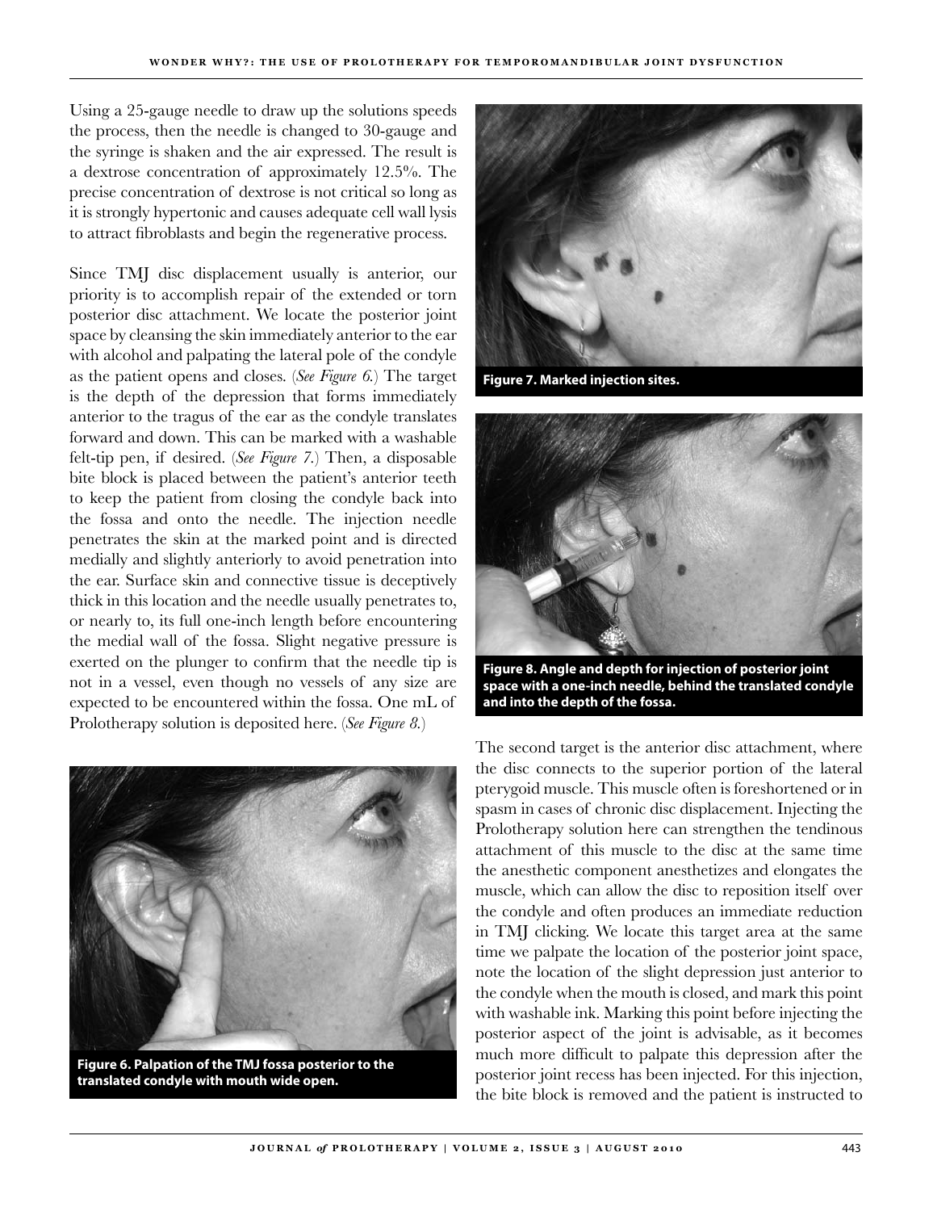Using a 25-gauge needle to draw up the solutions speeds the process, then the needle is changed to 30-gauge and the syringe is shaken and the air expressed. The result is a dextrose concentration of approximately 12.5%. The precise concentration of dextrose is not critical so long as it is strongly hypertonic and causes adequate cell wall lysis to attract fibroblasts and begin the regenerative process.

Since TMJ disc displacement usually is anterior, our priority is to accomplish repair of the extended or torn posterior disc attachment. We locate the posterior joint space by cleansing the skin immediately anterior to the ear with alcohol and palpating the lateral pole of the condyle as the patient opens and closes. (*See Figure 6.*) The target is the depth of the depression that forms immediately anterior to the tragus of the ear as the condyle translates forward and down. This can be marked with a washable felt-tip pen, if desired. (*See Figure 7.*) Then, a disposable bite block is placed between the patient's anterior teeth to keep the patient from closing the condyle back into the fossa and onto the needle. The injection needle penetrates the skin at the marked point and is directed medially and slightly anteriorly to avoid penetration into the ear. Surface skin and connective tissue is deceptively thick in this location and the needle usually penetrates to, or nearly to, its full one-inch length before encountering the medial wall of the fossa. Slight negative pressure is exerted on the plunger to confirm that the needle tip is not in a vessel, even though no vessels of any size are expected to be encountered within the fossa. One mL of Prolotherapy solution is deposited here. (*See Figure 8.*)

**Figure 6. Palpation of the TMJ fossa posterior to the translated condyle with mouth wide open.**

**Figure 7. Marked injection sites.**

**Figure 8. Angle and depth for injection of posterior joint space with a one-inch needle, behind the translated condyle and into the depth of the fossa.**

The second target is the anterior disc attachment, where the disc connects to the superior portion of the lateral pterygoid muscle. This muscle often is foreshortened or in spasm in cases of chronic disc displacement. Injecting the Prolotherapy solution here can strengthen the tendinous attachment of this muscle to the disc at the same time the anesthetic component anesthetizes and elongates the muscle, which can allow the disc to reposition itself over the condyle and often produces an immediate reduction in TMJ clicking. We locate this target area at the same time we palpate the location of the posterior joint space, note the location of the slight depression just anterior to the condyle when the mouth is closed, and mark this point with washable ink. Marking this point before injecting the posterior aspect of the joint is advisable, as it becomes much more difficult to palpate this depression after the posterior joint recess has been injected. For this injection, the bite block is removed and the patient is instructed to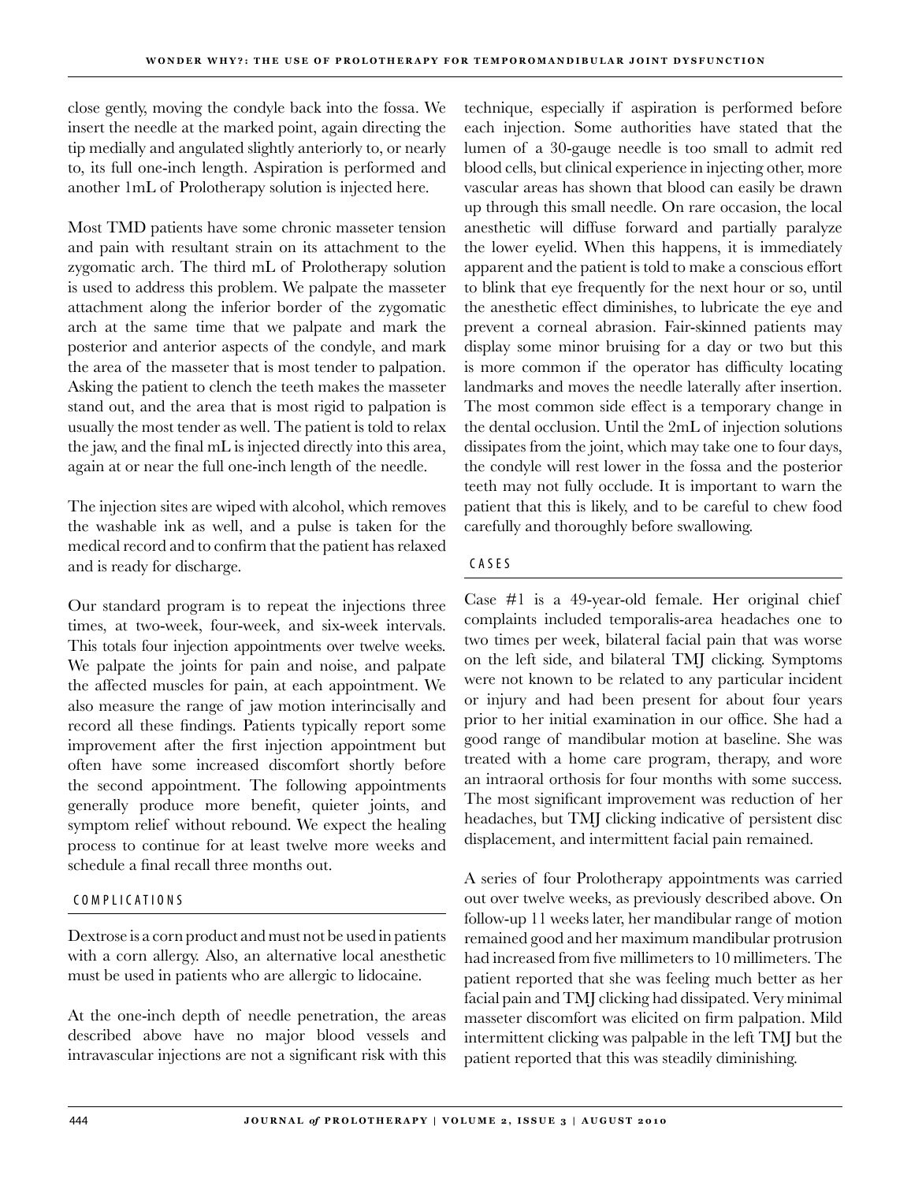close gently, moving the condyle back into the fossa. We insert the needle at the marked point, again directing the tip medially and angulated slightly anteriorly to, or nearly to, its full one-inch length. Aspiration is performed and another 1mL of Prolotherapy solution is injected here.

Most TMD patients have some chronic masseter tension and pain with resultant strain on its attachment to the zygomatic arch. The third mL of Prolotherapy solution is used to address this problem. We palpate the masseter attachment along the inferior border of the zygomatic arch at the same time that we palpate and mark the posterior and anterior aspects of the condyle, and mark the area of the masseter that is most tender to palpation. Asking the patient to clench the teeth makes the masseter stand out, and the area that is most rigid to palpation is usually the most tender as well. The patient is told to relax the jaw, and the final mL is injected directly into this area, again at or near the full one-inch length of the needle.

The injection sites are wiped with alcohol, which removes the washable ink as well, and a pulse is taken for the medical record and to confirm that the patient has relaxed and is ready for discharge.

Our standard program is to repeat the injections three times, at two-week, four-week, and six-week intervals. This totals four injection appointments over twelve weeks. We palpate the joints for pain and noise, and palpate the affected muscles for pain, at each appointment. We also measure the range of jaw motion interincisally and record all these findings. Patients typically report some improvement after the first injection appointment but often have some increased discomfort shortly before the second appointment. The following appointments generally produce more benefit, quieter joints, and symptom relief without rebound. We expect the healing process to continue for at least twelve more weeks and schedule a final recall three months out.

## COMPLICATIONS

Dextrose is a corn product and must not be used in patients with a corn allergy. Also, an alternative local anesthetic must be used in patients who are allergic to lidocaine.

At the one-inch depth of needle penetration, the areas described above have no major blood vessels and intravascular injections are not a significant risk with this technique, especially if aspiration is performed before each injection. Some authorities have stated that the lumen of a 30-gauge needle is too small to admit red blood cells, but clinical experience in injecting other, more vascular areas has shown that blood can easily be drawn up through this small needle. On rare occasion, the local anesthetic will diffuse forward and partially paralyze the lower eyelid. When this happens, it is immediately apparent and the patient is told to make a conscious effort to blink that eye frequently for the next hour or so, until the anesthetic effect diminishes, to lubricate the eye and prevent a corneal abrasion. Fair-skinned patients may display some minor bruising for a day or two but this is more common if the operator has difficulty locating landmarks and moves the needle laterally after insertion. The most common side effect is a temporary change in the dental occlusion. Until the 2mL of injection solutions dissipates from the joint, which may take one to four days, the condyle will rest lower in the fossa and the posterior teeth may not fully occlude. It is important to warn the patient that this is likely, and to be careful to chew food carefully and thoroughly before swallowing.

## CASES

Case #1 is a 49-year-old female. Her original chief complaints included temporalis-area headaches one to two times per week, bilateral facial pain that was worse on the left side, and bilateral TMJ clicking. Symptoms were not known to be related to any particular incident or injury and had been present for about four years prior to her initial examination in our office. She had a good range of mandibular motion at baseline. She was treated with a home care program, therapy, and wore an intraoral orthosis for four months with some success. The most significant improvement was reduction of her headaches, but TMJ clicking indicative of persistent disc displacement, and intermittent facial pain remained.

A series of four Prolotherapy appointments was carried out over twelve weeks, as previously described above. On follow-up 11 weeks later, her mandibular range of motion remained good and her maximum mandibular protrusion had increased from five millimeters to 10 millimeters. The patient reported that she was feeling much better as her facial pain and TMJ clicking had dissipated. Very minimal masseter discomfort was elicited on firm palpation. Mild intermittent clicking was palpable in the left TMJ but the patient reported that this was steadily diminishing.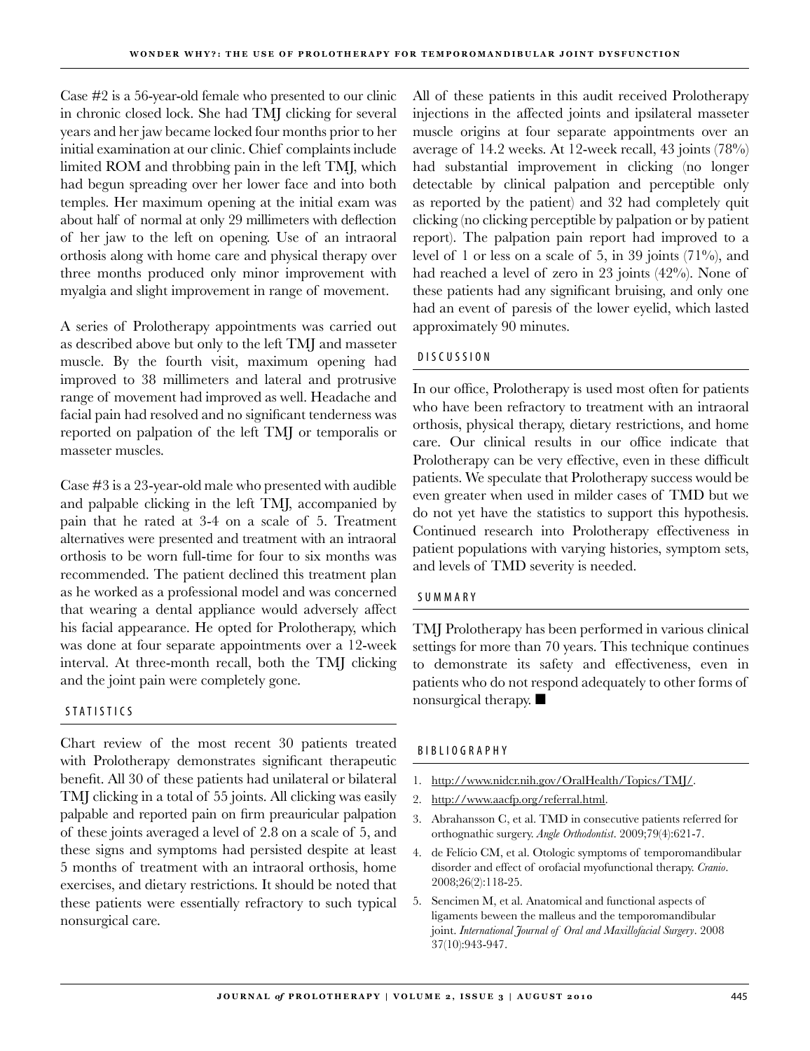Case #2 is a 56-year-old female who presented to our clinic in chronic closed lock. She had TMJ clicking for several years and her jaw became locked four months prior to her initial examination at our clinic. Chief complaints include limited ROM and throbbing pain in the left TMJ, which had begun spreading over her lower face and into both temples. Her maximum opening at the initial exam was about half of normal at only 29 millimeters with deflection of her jaw to the left on opening. Use of an intraoral orthosis along with home care and physical therapy over three months produced only minor improvement with myalgia and slight improvement in range of movement.

A series of Prolotherapy appointments was carried out as described above but only to the left TMJ and masseter muscle. By the fourth visit, maximum opening had improved to 38 millimeters and lateral and protrusive range of movement had improved as well. Headache and facial pain had resolved and no significant tenderness was reported on palpation of the left TMJ or temporalis or masseter muscles.

Case #3 is a 23-year-old male who presented with audible and palpable clicking in the left TMJ, accompanied by pain that he rated at 3-4 on a scale of 5. Treatment alternatives were presented and treatment with an intraoral orthosis to be worn full-time for four to six months was recommended. The patient declined this treatment plan as he worked as a professional model and was concerned that wearing a dental appliance would adversely affect his facial appearance. He opted for Prolotherapy, which was done at four separate appointments over a 12-week interval. At three-month recall, both the TMJ clicking and the joint pain were completely gone.

## STATISTICS

Chart review of the most recent 30 patients treated with Prolotherapy demonstrates significant therapeutic benefit. All 30 of these patients had unilateral or bilateral TMJ clicking in a total of 55 joints. All clicking was easily palpable and reported pain on firm preauricular palpation of these joints averaged a level of 2.8 on a scale of 5, and these signs and symptoms had persisted despite at least 5 months of treatment with an intraoral orthosis, home exercises, and dietary restrictions. It should be noted that these patients were essentially refractory to such typical nonsurgical care.

All of these patients in this audit received Prolotherapy injections in the affected joints and ipsilateral masseter muscle origins at four separate appointments over an average of 14.2 weeks. At 12-week recall, 43 joints (78%) had substantial improvement in clicking (no longer detectable by clinical palpation and perceptible only as reported by the patient) and 32 had completely quit clicking (no clicking perceptible by palpation or by patient report). The palpation pain report had improved to a level of 1 or less on a scale of 5, in 39 joints (71%), and had reached a level of zero in 23 joints (42%). None of these patients had any significant bruising, and only one had an event of paresis of the lower eyelid, which lasted approximately 90 minutes.

## DISCUSSION

In our office, Prolotherapy is used most often for patients who have been refractory to treatment with an intraoral orthosis, physical therapy, dietary restrictions, and home care. Our clinical results in our office indicate that Prolotherapy can be very effective, even in these difficult patients. We speculate that Prolotherapy success would be even greater when used in milder cases of TMD but we do not yet have the statistics to support this hypothesis. Continued research into Prolotherapy effectiveness in patient populations with varying histories, symptom sets, and levels of TMD severity is needed.

## SUMMARY

TMJ Prolotherapy has been performed in various clinical settings for more than 70 years. This technique continues to demonstrate its safety and effectiveness, even in patients who do not respond adequately to other forms of nonsurgical therapy. ■

## BIBLIOGRAPHY

1. http://www.nidcr.nih.gov/OralHealth/Topics/TMJ/.
2. http://www.aacfp.org/referral.html.
3. Abrahansson C, et al. TMD in consecutive patients referred for orthognathic surgery. *Angle Orthodontist*. 2009;79(4):621-7.
4. de Felício CM, et al. Otologic symptoms of temporomandibular disorder and effect of orofacial myofunctional therapy. *Cranio*. 2008;26(2):118-25.
5. Sencimen M, et al. Anatomical and functional aspects of ligaments beween the malleus and the temporomandibular joint. *International Journal of Oral and Maxillofacial Surgery*. 2008 37(10):943-947.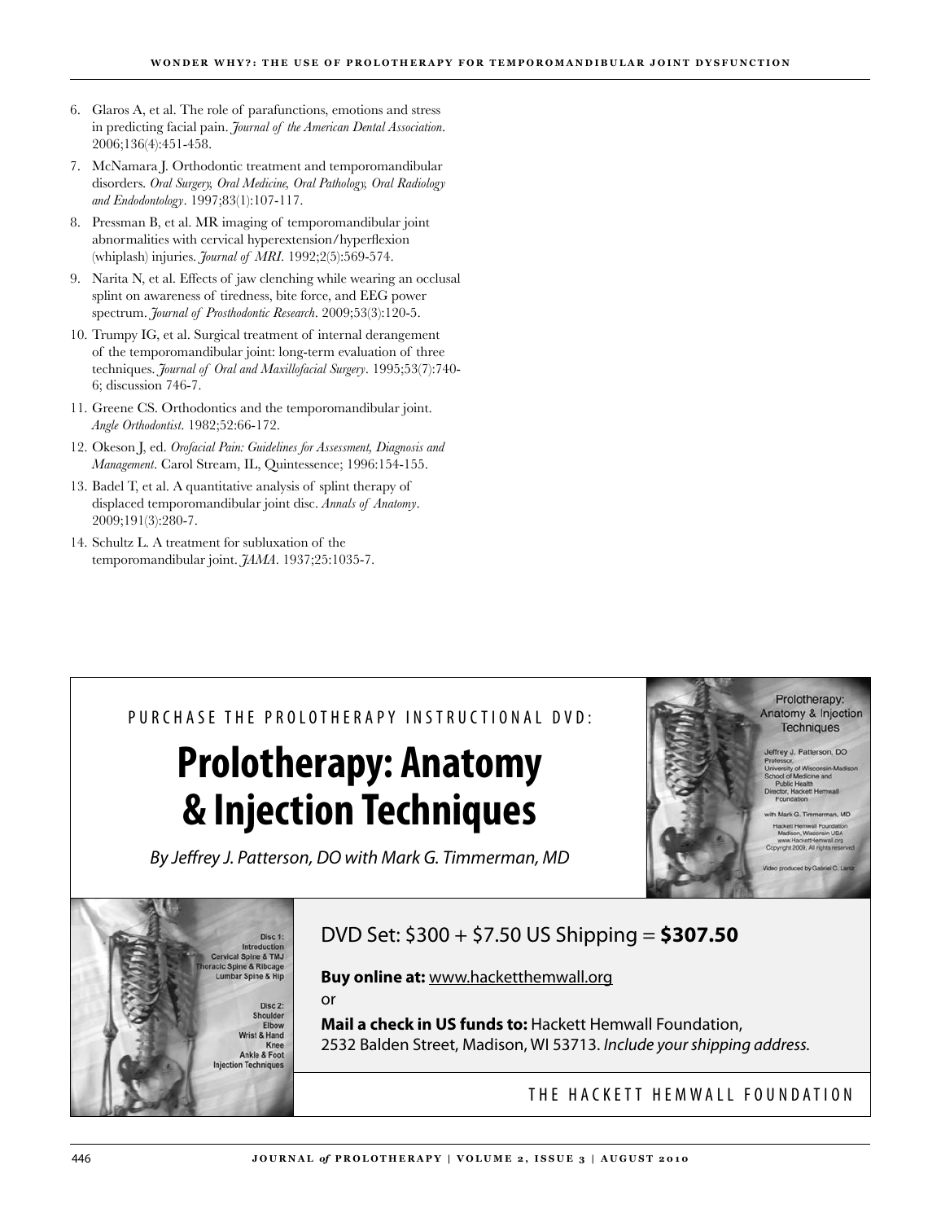6. Glaros A, et al. The role of parafunctions, emotions and stress in predicting facial pain. *Journal of the American Dental Association*. 2006;136(4):451-458.
7. McNamara J. Orthodontic treatment and temporomandibular disorders. *Oral Surgery, Oral Medicine, Oral Pathology, Oral Radiology and Endodontology*. 1997;83(1):107-117.
8. Pressman B, et al. MR imaging of temporomandibular joint abnormalities with cervical hyperextension/hyperflexion (whiplash) injuries. *Journal of MRI*. 1992;2(5):569-574.
9. Narita N, et al. Effects of jaw clenching while wearing an occlusal splint on awareness of tiredness, bite force, and EEG power spectrum. *Journal of Prosthodontic Research*. 2009;53(3):120-5.
10. Trumpy IG, et al. Surgical treatment of internal derangement of the temporomandibular joint: long-term evaluation of three techniques. *Journal of Oral and Maxillofacial Surgery*. 1995;53(7):740-6; discussion 746-7.
11. Greene CS. Orthodontics and the temporomandibular joint. *Angle Orthodontist*. 1982;52:66-172.
12. Okeson J, ed. *Orofacial Pain: Guidelines for Assessment, Diagnosis and Management*. Carol Stream, IL, Quintessence; 1996:154-155.
13. Badel T, et al. A quantitative analysis of splint therapy of displaced temporomandibular joint disc. *Annals of Anatomy*. 2009;191(3):280-7.
14. Schultz L. A treatment for subluxation of the temporomandibular joint. *JAMA*. 1937;25:1035-7.

PURCHASE THE PROLOTHERAPY INSTRUCTIONAL DVD:

# Prolotherapy: Anatomy & Injection Techniques

*By Jeffrey J. Patterson, DO with Mark G. Timmerman, MD*

Prolotherapy: Anatomy & Injection Techniques

Jeffrey J. Patterson, DO
Professor,
University of Wisconsin-Madison
School of Medicine and Public Health
Director, Hackett Hemwall Foundation

with Mark G. Timmerman, MD

Hackett Hemwall Foundation
Madison, Wisconsin USA
www.HackettHemwall.org
Copyright 2009, All rights reserved

Video produced by Gabriel C. Lantz

Disc 1:
Introduction
Cervical Spine & TMJ
Thoracic Spine & Ribcage
Lumbar Spine & Hip

Disc 2:
Shoulder
Elbow
Wrist & Hand
Knee
Ankle & Foot
Injection Techniques

DVD Set: $300 + $7.50 US Shipping = **$307.50**

**Buy online at:** www.hacketthemwall.org

or

**Mail a check in US funds to:** Hackett Hemwall Foundation, 2532 Balden Street, Madison, WI 53713. *Include your shipping address.*

THE HACKETT HEMWALL FOUNDATION